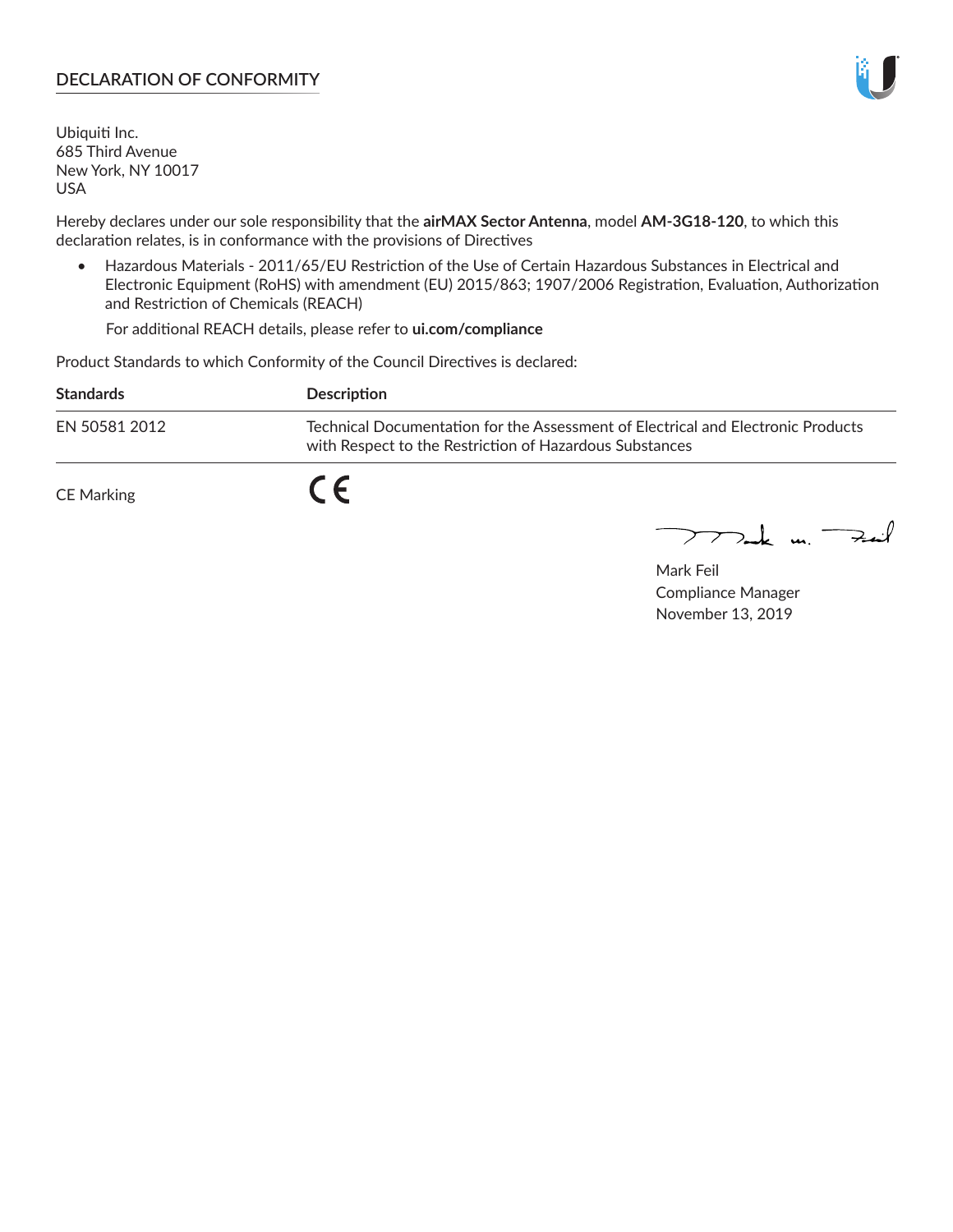# DECLARATION OF CONFORMITY

Ubiquiti Inc.
685 Third Avenue
New York, NY 10017
USA

Hereby declares under our sole responsibility that the **airMAX Sector Antenna**, model **AM-3G18-120**, to which this declaration relates, is in conformance with the provisions of Directives

- Hazardous Materials - 2011/65/EU Restriction of the Use of Certain Hazardous Substances in Electrical and Electronic Equipment (RoHS) with amendment (EU) 2015/863; 1907/2006 Registration, Evaluation, Authorization and Restriction of Chemicals (REACH)

  For additional REACH details, please refer to **ui.com/compliance**

Product Standards to which Conformity of the Council Directives is declared:

| Standards | Description |
|---|---|
| EN 50581 2012 | Technical Documentation for the Assessment of Electrical and Electronic Products with Respect to the Restriction of Hazardous Substances |

CE Marking CE

Mark Feil
Compliance Manager
November 13, 2019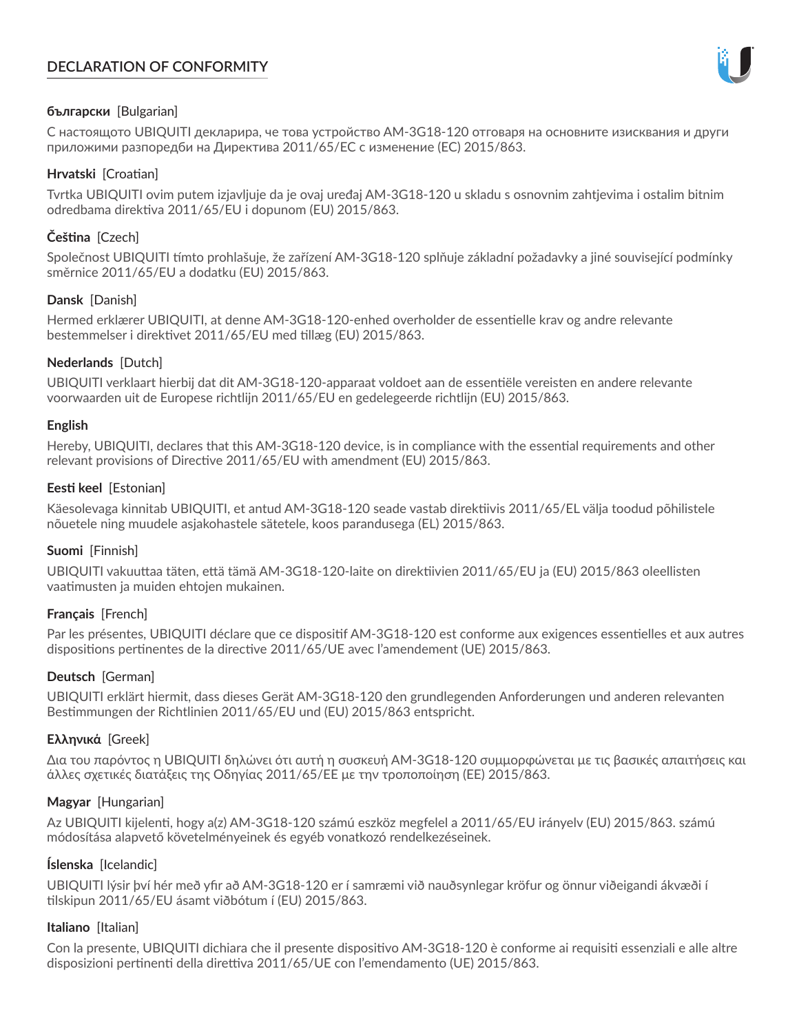## DECLARATION OF CONFORMITY

**български** [Bulgarian]

С настоящото UBIQUITI декларира, че това устройство AM-3G18-120 отговаря на основните изисквания и други приложими разпоредби на Директива 2011/65/ЕС с изменение (ЕС) 2015/863.

**Hrvatski** [Croatian]

Tvrtka UBIQUITI ovim putem izjavljuje da je ovaj uređaj AM-3G18-120 u skladu s osnovnim zahtjevima i ostalim bitnim odredbama direktiva 2011/65/EU i dopunom (EU) 2015/863.

**Čeština** [Czech]

Společnost UBIQUITI tímto prohlašuje, že zařízení AM-3G18-120 splňuje základní požadavky a jiné související podmínky směrnice 2011/65/EU a dodatku (EU) 2015/863.

**Dansk** [Danish]

Hermed erklærer UBIQUITI, at denne AM-3G18-120-enhed overholder de essentielle krav og andre relevante bestemmelser i direktivet 2011/65/EU med tillæg (EU) 2015/863.

**Nederlands** [Dutch]

UBIQUITI verklaart hierbij dat dit AM-3G18-120-apparaat voldoet aan de essentiële vereisten en andere relevante voorwaarden uit de Europese richtlijn 2011/65/EU en gedelegeerde richtlijn (EU) 2015/863.

**English**

Hereby, UBIQUITI, declares that this AM-3G18-120 device, is in compliance with the essential requirements and other relevant provisions of Directive 2011/65/EU with amendment (EU) 2015/863.

**Eesti keel** [Estonian]

Käesolevaga kinnitab UBIQUITI, et antud AM-3G18-120 seade vastab direktiivis 2011/65/EL välja toodud põhilistele nõuetele ning muudele asjakohastele sätetele, koos parandusega (EL) 2015/863.

**Suomi** [Finnish]

UBIQUITI vakuuttaa täten, että tämä AM-3G18-120-laite on direktiivien 2011/65/EU ja (EU) 2015/863 oleellisten vaatimusten ja muiden ehtojen mukainen.

**Français** [French]

Par les présentes, UBIQUITI déclare que ce dispositif AM-3G18-120 est conforme aux exigences essentielles et aux autres dispositions pertinentes de la directive 2011/65/UE avec l'amendement (UE) 2015/863.

**Deutsch** [German]

UBIQUITI erklärt hiermit, dass dieses Gerät AM-3G18-120 den grundlegenden Anforderungen und anderen relevanten Bestimmungen der Richtlinien 2011/65/EU und (EU) 2015/863 entspricht.

**Ελληνικά** [Greek]

Δια του παρόντος η UBIQUITI δηλώνει ότι αυτή η συσκευή AM-3G18-120 συμμορφώνεται με τις βασικές απαιτήσεις και άλλες σχετικές διατάξεις της Οδηγίας 2011/65/ΕΕ με την τροποποίηση (ΕΕ) 2015/863.

**Magyar** [Hungarian]

Az UBIQUITI kijelenti, hogy a(z) AM-3G18-120 számú eszköz megfelel a 2011/65/EU irányelv (EU) 2015/863. számú módosítása alapvető követelményeinek és egyéb vonatkozó rendelkezéseinek.

**Íslenska** [Icelandic]

UBIQUITI lýsir því hér með yfir að AM-3G18-120 er í samræmi við nauðsynlegar kröfur og önnur viðeigandi ákvæði í tilskipun 2011/65/EU ásamt viðbótum í (EU) 2015/863.

**Italiano** [Italian]

Con la presente, UBIQUITI dichiara che il presente dispositivo AM-3G18-120 è conforme ai requisiti essenziali e alle altre disposizioni pertinenti della direttiva 2011/65/UE con l'emendamento (UE) 2015/863.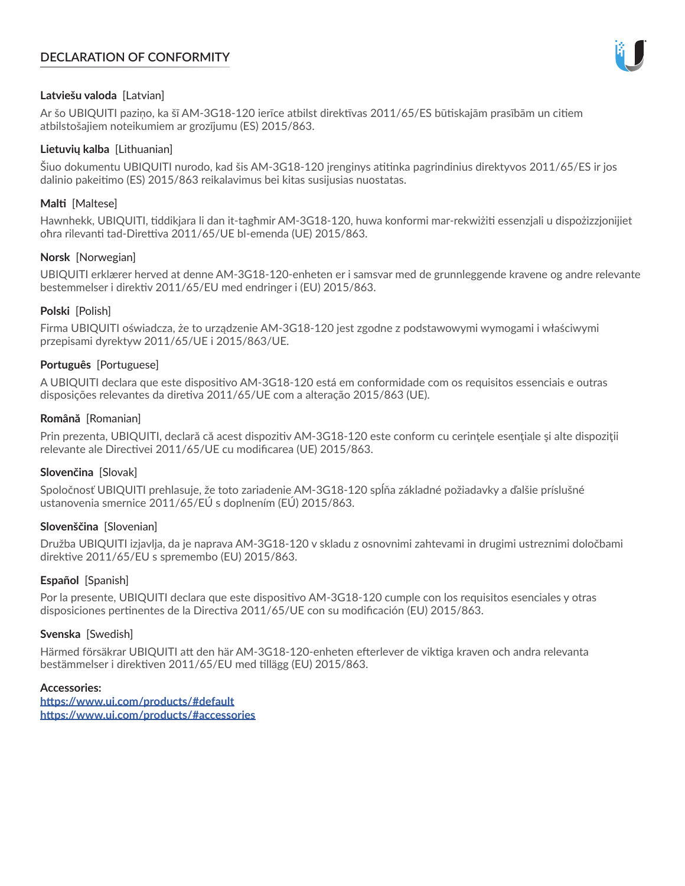DECLARATION OF CONFORMITY

**Latviešu valoda** [Latvian]

Ar šo UBIQUITI paziņo, ka šī AM-3G18-120 ierīce atbilst direktīvas 2011/65/ES būtiskajām prasībām un citiem atbilstošajiem noteikumiem ar grozījumu (ES) 2015/863.

**Lietuvių kalba** [Lithuanian]

Šiuo dokumentu UBIQUITI nurodo, kad šis AM-3G18-120 įrenginys atitinka pagrindinius direktyvos 2011/65/ES ir jos dalinio pakeitimo (ES) 2015/863 reikalavimus bei kitas susijusias nuostatas.

**Malti** [Maltese]

Hawnhekk, UBIQUITI, tiddikjara li dan it-tagħmir AM-3G18-120, huwa konformi mar-rekwiżiti essenzjali u dispożizzjonijiet oħra rilevanti tad-Direttiva 2011/65/UE bl-emenda (UE) 2015/863.

**Norsk** [Norwegian]

UBIQUITI erklærer herved at denne AM-3G18-120-enheten er i samsvar med de grunnleggende kravene og andre relevante bestemmelser i direktiv 2011/65/EU med endringer i (EU) 2015/863.

**Polski** [Polish]

Firma UBIQUITI oświadcza, że to urządzenie AM-3G18-120 jest zgodne z podstawowymi wymogami i właściwymi przepisami dyrektyw 2011/65/UE i 2015/863/UE.

**Português** [Portuguese]

A UBIQUITI declara que este dispositivo AM-3G18-120 está em conformidade com os requisitos essenciais e outras disposições relevantes da diretiva 2011/65/UE com a alteração 2015/863 (UE).

**Română** [Romanian]

Prin prezenta, UBIQUITI, declară că acest dispozitiv AM-3G18-120 este conform cu cerinţele esenţiale şi alte dispoziţii relevante ale Directivei 2011/65/UE cu modificarea (UE) 2015/863.

**Slovenčina** [Slovak]

Spoločnosť UBIQUITI prehlasuje, že toto zariadenie AM-3G18-120 spĺňa základné požiadavky a ďalšie príslušné ustanovenia smernice 2011/65/EÚ s doplnením (EÚ) 2015/863.

**Slovenščina** [Slovenian]

Družba UBIQUITI izjavlja, da je naprava AM-3G18-120 v skladu z osnovnimi zahtevami in drugimi ustreznimi določbami direktive 2011/65/EU s spremembo (EU) 2015/863.

**Español** [Spanish]

Por la presente, UBIQUITI declara que este dispositivo AM-3G18-120 cumple con los requisitos esenciales y otras disposiciones pertinentes de la Directiva 2011/65/UE con su modificación (EU) 2015/863.

**Svenska** [Swedish]

Härmed försäkrar UBIQUITI att den här AM-3G18-120-enheten efterlever de viktiga kraven och andra relevanta bestämmelser i direktiven 2011/65/EU med tillägg (EU) 2015/863.

**Accessories:**
**https://www.ui.com/products/#default**
**https://www.ui.com/products/#accessories**